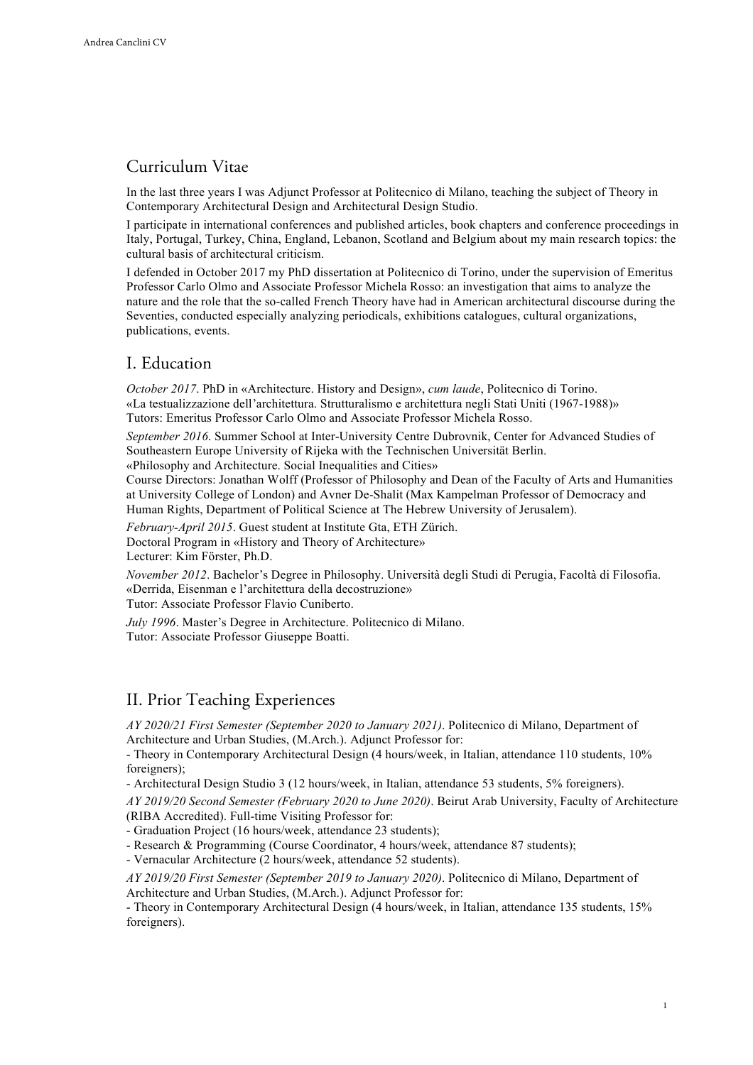# Curriculum Vitae

In the last three years I was Adjunct Professor at Politecnico di Milano, teaching the subject of Theory in Contemporary Architectural Design and Architectural Design Studio.

I participate in international conferences and published articles, book chapters and conference proceedings in Italy, Portugal, Turkey, China, England, Lebanon, Scotland and Belgium about my main research topics: the cultural basis of architectural criticism.

I defended in October 2017 my PhD dissertation at Politecnico di Torino, under the supervision of Emeritus Professor Carlo Olmo and Associate Professor Michela Rosso: an investigation that aims to analyze the nature and the role that the so-called French Theory have had in American architectural discourse during the Seventies, conducted especially analyzing periodicals, exhibitions catalogues, cultural organizations, publications, events.

## I. Education

*October 2017*. PhD in «Architecture. History and Design», *cum laude*, Politecnico di Torino.
«La testualizzazione dell'architettura. Strutturalismo e architettura negli Stati Uniti (1967-1988)»
Tutors: Emeritus Professor Carlo Olmo and Associate Professor Michela Rosso.

*September 2016*. Summer School at Inter-University Centre Dubrovnik, Center for Advanced Studies of Southeastern Europe University of Rijeka with the Technischen Universität Berlin.
«Philosophy and Architecture. Social Inequalities and Cities»
Course Directors: Jonathan Wolff (Professor of Philosophy and Dean of the Faculty of Arts and Humanities at University College of London) and Avner De-Shalit (Max Kampelman Professor of Democracy and Human Rights, Department of Political Science at The Hebrew University of Jerusalem).

*February-April 2015*. Guest student at Institute Gta, ETH Zürich.
Doctoral Program in «History and Theory of Architecture»
Lecturer: Kim Förster, Ph.D.

*November 2012*. Bachelor's Degree in Philosophy. Università degli Studi di Perugia, Facoltà di Filosofia.
«Derrida, Eisenman e l'architettura della decostruzione»
Tutor: Associate Professor Flavio Cuniberto.

*July 1996*. Master's Degree in Architecture. Politecnico di Milano.
Tutor: Associate Professor Giuseppe Boatti.

## II. Prior Teaching Experiences

*AY 2020/21 First Semester (September 2020 to January 2021)*. Politecnico di Milano, Department of Architecture and Urban Studies, (M.Arch.). Adjunct Professor for:
- Theory in Contemporary Architectural Design (4 hours/week, in Italian, attendance 110 students, 10% foreigners);
- Architectural Design Studio 3 (12 hours/week, in Italian, attendance 53 students, 5% foreigners).

*AY 2019/20 Second Semester (February 2020 to June 2020)*. Beirut Arab University, Faculty of Architecture (RIBA Accredited). Full-time Visiting Professor for:
- Graduation Project (16 hours/week, attendance 23 students);
- Research & Programming (Course Coordinator, 4 hours/week, attendance 87 students);
- Vernacular Architecture (2 hours/week, attendance 52 students).

*AY 2019/20 First Semester (September 2019 to January 2020)*. Politecnico di Milano, Department of Architecture and Urban Studies, (M.Arch.). Adjunct Professor for:
- Theory in Contemporary Architectural Design (4 hours/week, in Italian, attendance 135 students, 15% foreigners).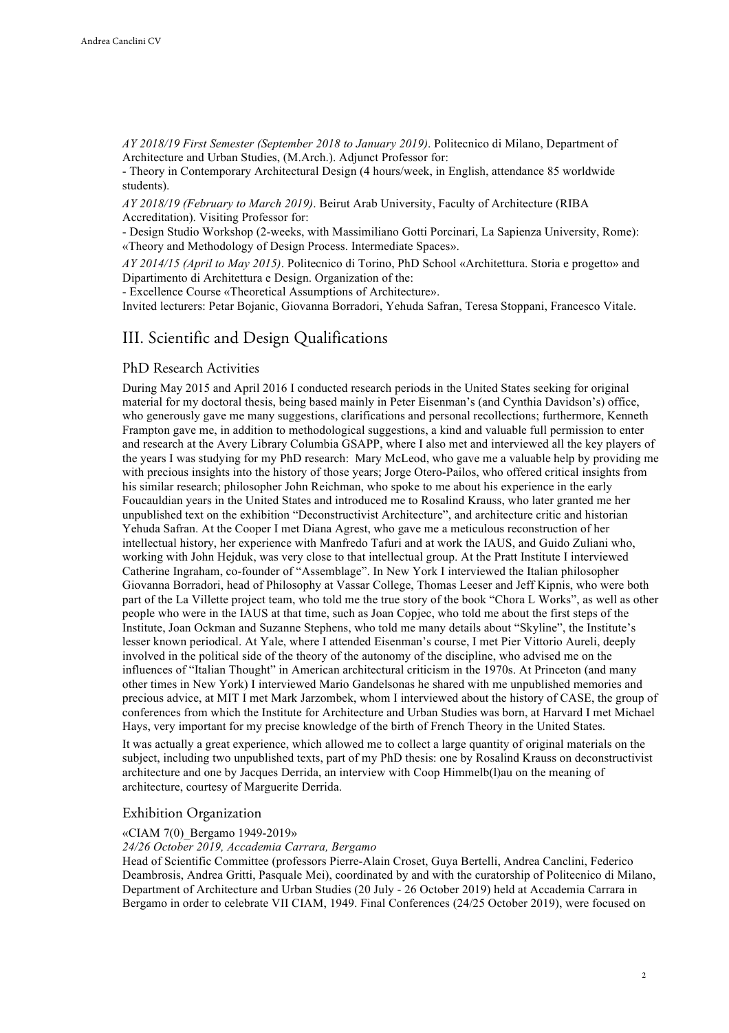*AY 2018/19 First Semester (September 2018 to January 2019)*. Politecnico di Milano, Department of Architecture and Urban Studies, (M.Arch.). Adjunct Professor for:

- Theory in Contemporary Architectural Design (4 hours/week, in English, attendance 85 worldwide students).

*AY 2018/19 (February to March 2019)*. Beirut Arab University, Faculty of Architecture (RIBA Accreditation). Visiting Professor for:

- Design Studio Workshop (2-weeks, with Massimiliano Gotti Porcinari, La Sapienza University, Rome): «Theory and Methodology of Design Process. Intermediate Spaces».

*AY 2014/15 (April to May 2015)*. Politecnico di Torino, PhD School «Architettura. Storia e progetto» and Dipartimento di Architettura e Design. Organization of the:

- Excellence Course «Theoretical Assumptions of Architecture».

Invited lecturers: Petar Bojanic, Giovanna Borradori, Yehuda Safran, Teresa Stoppani, Francesco Vitale.

## III. Scientific and Design Qualifications

### PhD Research Activities

During May 2015 and April 2016 I conducted research periods in the United States seeking for original material for my doctoral thesis, being based mainly in Peter Eisenman's (and Cynthia Davidson's) office, who generously gave me many suggestions, clarifications and personal recollections; furthermore, Kenneth Frampton gave me, in addition to methodological suggestions, a kind and valuable full permission to enter and research at the Avery Library Columbia GSAPP, where I also met and interviewed all the key players of the years I was studying for my PhD research: Mary McLeod, who gave me a valuable help by providing me with precious insights into the history of those years; Jorge Otero-Pailos, who offered critical insights from his similar research; philosopher John Reichman, who spoke to me about his experience in the early Foucauldian years in the United States and introduced me to Rosalind Krauss, who later granted me her unpublished text on the exhibition "Deconstructivist Architecture", and architecture critic and historian Yehuda Safran. At the Cooper I met Diana Agrest, who gave me a meticulous reconstruction of her intellectual history, her experience with Manfredo Tafuri and at work the IAUS, and Guido Zuliani who, working with John Hejduk, was very close to that intellectual group. At the Pratt Institute I interviewed Catherine Ingraham, co-founder of "Assemblage". In New York I interviewed the Italian philosopher Giovanna Borradori, head of Philosophy at Vassar College, Thomas Leeser and Jeff Kipnis, who were both part of the La Villette project team, who told me the true story of the book "Chora L Works", as well as other people who were in the IAUS at that time, such as Joan Copjec, who told me about the first steps of the Institute, Joan Ockman and Suzanne Stephens, who told me many details about "Skyline", the Institute's lesser known periodical. At Yale, where I attended Eisenman's course, I met Pier Vittorio Aureli, deeply involved in the political side of the theory of the autonomy of the discipline, who advised me on the influences of "Italian Thought" in American architectural criticism in the 1970s. At Princeton (and many other times in New York) I interviewed Mario Gandelsonas he shared with me unpublished memories and precious advice, at MIT I met Mark Jarzombek, whom I interviewed about the history of CASE, the group of conferences from which the Institute for Architecture and Urban Studies was born, at Harvard I met Michael Hays, very important for my precise knowledge of the birth of French Theory in the United States.

It was actually a great experience, which allowed me to collect a large quantity of original materials on the subject, including two unpublished texts, part of my PhD thesis: one by Rosalind Krauss on deconstructivist architecture and one by Jacques Derrida, an interview with Coop Himmelb(l)au on the meaning of architecture, courtesy of Marguerite Derrida.

### Exhibition Organization

«CIAM 7(0)_Bergamo 1949-2019»

*24/26 October 2019, Accademia Carrara, Bergamo*

Head of Scientific Committee (professors Pierre-Alain Croset, Guya Bertelli, Andrea Canclini, Federico Deambrosis, Andrea Gritti, Pasquale Mei), coordinated by and with the curatorship of Politecnico di Milano, Department of Architecture and Urban Studies (20 July - 26 October 2019) held at Accademia Carrara in Bergamo in order to celebrate VII CIAM, 1949. Final Conferences (24/25 October 2019), were focused on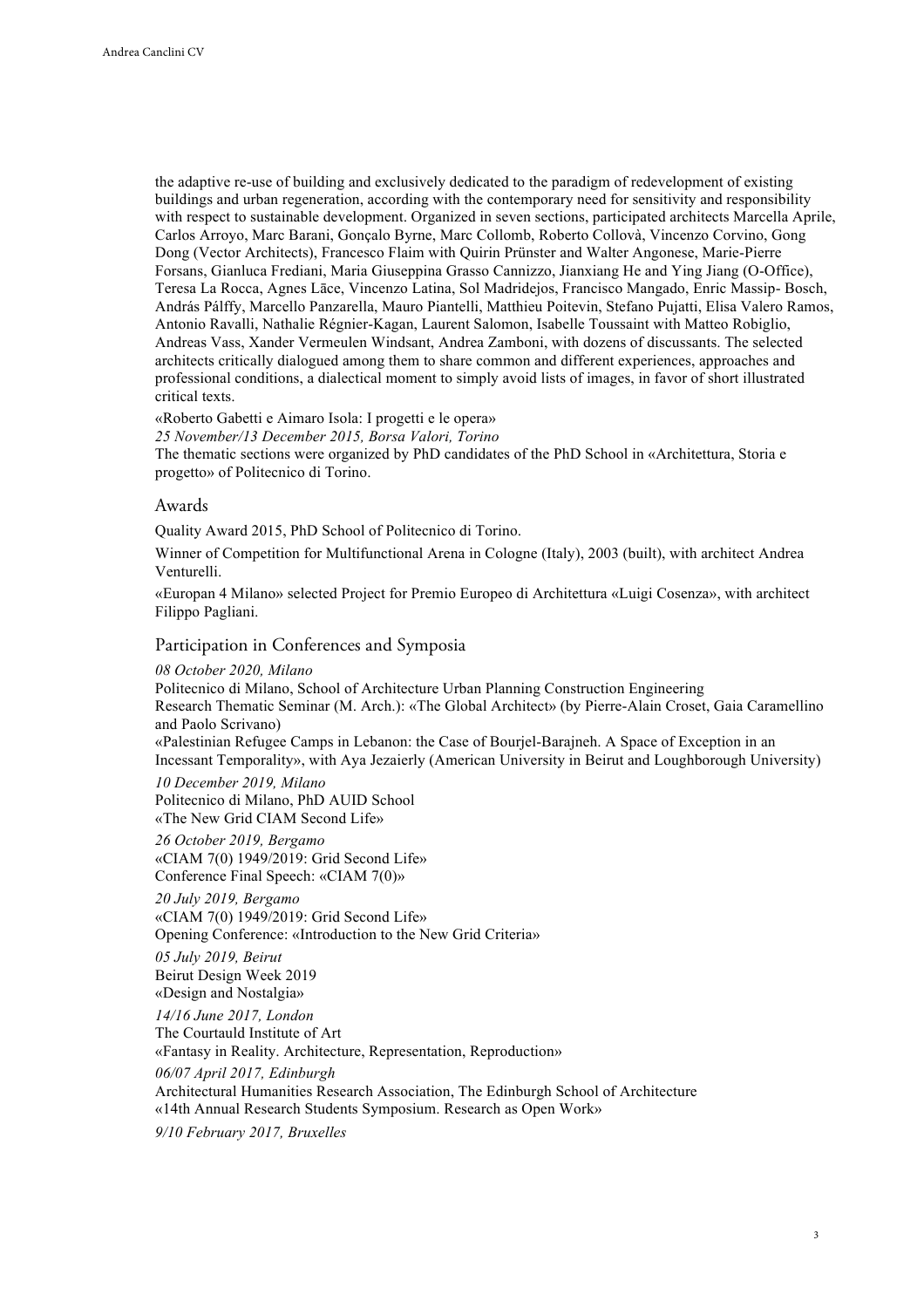the adaptive re-use of building and exclusively dedicated to the paradigm of redevelopment of existing buildings and urban regeneration, according with the contemporary need for sensitivity and responsibility with respect to sustainable development. Organized in seven sections, participated architects Marcella Aprile, Carlos Arroyo, Marc Barani, Gonçalo Byrne, Marc Collomb, Roberto Collovà, Vincenzo Corvino, Gong Dong (Vector Architects), Francesco Flaim with Quirin Prünster and Walter Angonese, Marie-Pierre Forsans, Gianluca Frediani, Maria Giuseppina Grasso Cannizzo, Jianxiang He and Ying Jiang (O-Office), Teresa La Rocca, Agnes Lāce, Vincenzo Latina, Sol Madridejos, Francisco Mangado, Enric Massip- Bosch, András Pálffy, Marcello Panzarella, Mauro Piantelli, Matthieu Poitevin, Stefano Pujatti, Elisa Valero Ramos, Antonio Ravalli, Nathalie Régnier-Kagan, Laurent Salomon, Isabelle Toussaint with Matteo Robiglio, Andreas Vass, Xander Vermeulen Windsant, Andrea Zamboni, with dozens of discussants. The selected architects critically dialogued among them to share common and different experiences, approaches and professional conditions, a dialectical moment to simply avoid lists of images, in favor of short illustrated critical texts.

«Roberto Gabetti e Aimaro Isola: I progetti e le opera»
*25 November/13 December 2015, Borsa Valori, Torino*
The thematic sections were organized by PhD candidates of the PhD School in «Architettura, Storia e progetto» of Politecnico di Torino.

## Awards

Quality Award 2015, PhD School of Politecnico di Torino.

Winner of Competition for Multifunctional Arena in Cologne (Italy), 2003 (built), with architect Andrea Venturelli.

«Europan 4 Milano» selected Project for Premio Europeo di Architettura «Luigi Cosenza», with architect Filippo Pagliani.

## Participation in Conferences and Symposia

*08 October 2020, Milano*
Politecnico di Milano, School of Architecture Urban Planning Construction Engineering
Research Thematic Seminar (M. Arch.): «The Global Architect» (by Pierre-Alain Croset, Gaia Caramellino and Paolo Scrivano)
«Palestinian Refugee Camps in Lebanon: the Case of Bourjel-Barajneh. A Space of Exception in an Incessant Temporality», with Aya Jezaierly (American University in Beirut and Loughborough University)

*10 December 2019, Milano*
Politecnico di Milano, PhD AUID School
«The New Grid CIAM Second Life»

*26 October 2019, Bergamo*
«CIAM 7(0) 1949/2019: Grid Second Life»
Conference Final Speech: «CIAM 7(0)»

*20 July 2019, Bergamo*
«CIAM 7(0) 1949/2019: Grid Second Life»
Opening Conference: «Introduction to the New Grid Criteria»

*05 July 2019, Beirut*
Beirut Design Week 2019
«Design and Nostalgia»

*14/16 June 2017, London*
The Courtauld Institute of Art
«Fantasy in Reality. Architecture, Representation, Reproduction»

*06/07 April 2017, Edinburgh*
Architectural Humanities Research Association, The Edinburgh School of Architecture
«14th Annual Research Students Symposium. Research as Open Work»

*9/10 February 2017, Bruxelles*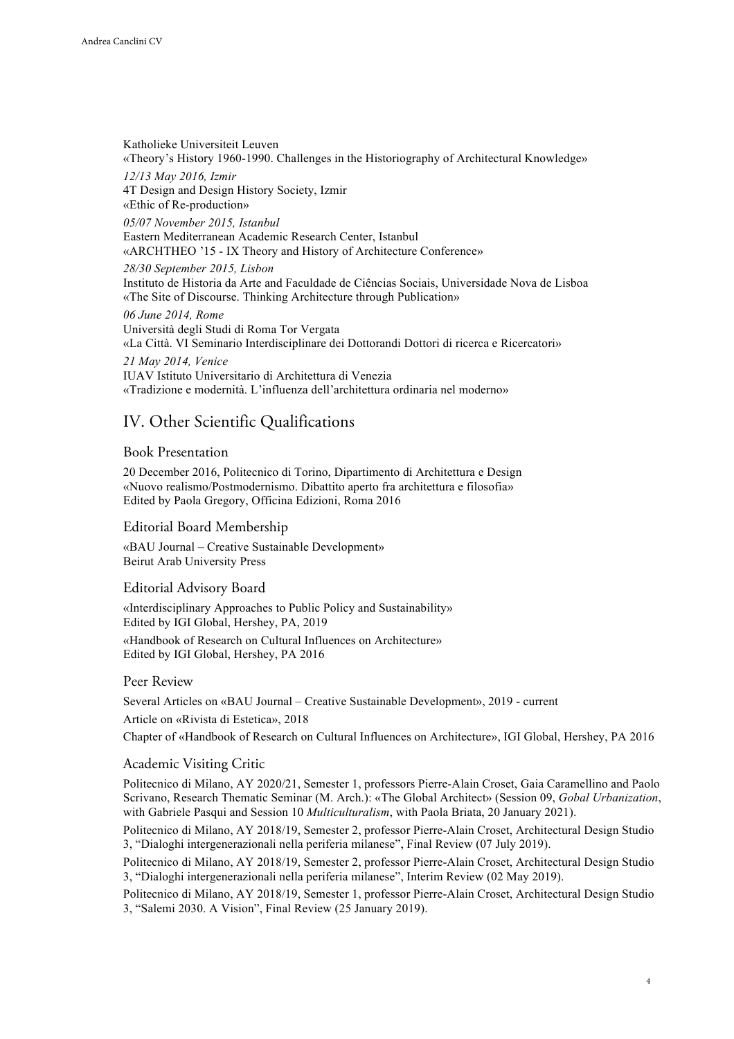Katholieke Universiteit Leuven
«Theory's History 1960-1990. Challenges in the Historiography of Architectural Knowledge»

*12/13 May 2016, Izmir*
4T Design and Design History Society, Izmir
«Ethic of Re-production»

*05/07 November 2015, Istanbul*
Eastern Mediterranean Academic Research Center, Istanbul
«ARCHTHEO '15 - IX Theory and History of Architecture Conference»

*28/30 September 2015, Lisbon*
Instituto de Historia da Arte and Faculdade de Ciências Sociais, Universidade Nova de Lisboa
«The Site of Discourse. Thinking Architecture through Publication»

*06 June 2014, Rome*
Università degli Studi di Roma Tor Vergata
«La Città. VI Seminario Interdisciplinare dei Dottorandi Dottori di ricerca e Ricercatori»

*21 May 2014, Venice*
IUAV Istituto Universitario di Architettura di Venezia
«Tradizione e modernità. L'influenza dell'architettura ordinaria nel moderno»

## IV. Other Scientific Qualifications

### Book Presentation

20 December 2016, Politecnico di Torino, Dipartimento di Architettura e Design
«Nuovo realismo/Postmodernismo. Dibattito aperto fra architettura e filosofia»
Edited by Paola Gregory, Officina Edizioni, Roma 2016

### Editorial Board Membership

«BAU Journal – Creative Sustainable Development»
Beirut Arab University Press

### Editorial Advisory Board

«Interdisciplinary Approaches to Public Policy and Sustainability»
Edited by IGI Global, Hershey, PA, 2019

«Handbook of Research on Cultural Influences on Architecture»
Edited by IGI Global, Hershey, PA 2016

### Peer Review

Several Articles on «BAU Journal – Creative Sustainable Development», 2019 - current

Article on «Rivista di Estetica», 2018

Chapter of «Handbook of Research on Cultural Influences on Architecture», IGI Global, Hershey, PA 2016

### Academic Visiting Critic

Politecnico di Milano, AY 2020/21, Semester 1, professors Pierre-Alain Croset, Gaia Caramellino and Paolo Scrivano, Research Thematic Seminar (M. Arch.): «The Global Architect» (Session 09, *Gobal Urbanization*, with Gabriele Pasqui and Session 10 *Multiculturalism*, with Paola Briata, 20 January 2021).

Politecnico di Milano, AY 2018/19, Semester 2, professor Pierre-Alain Croset, Architectural Design Studio 3, "Dialoghi intergenerazionali nella periferia milanese", Final Review (07 July 2019).

Politecnico di Milano, AY 2018/19, Semester 2, professor Pierre-Alain Croset, Architectural Design Studio 3, "Dialoghi intergenerazionali nella periferia milanese", Interim Review (02 May 2019).

Politecnico di Milano, AY 2018/19, Semester 1, professor Pierre-Alain Croset, Architectural Design Studio 3, "Salemi 2030. A Vision", Final Review (25 January 2019).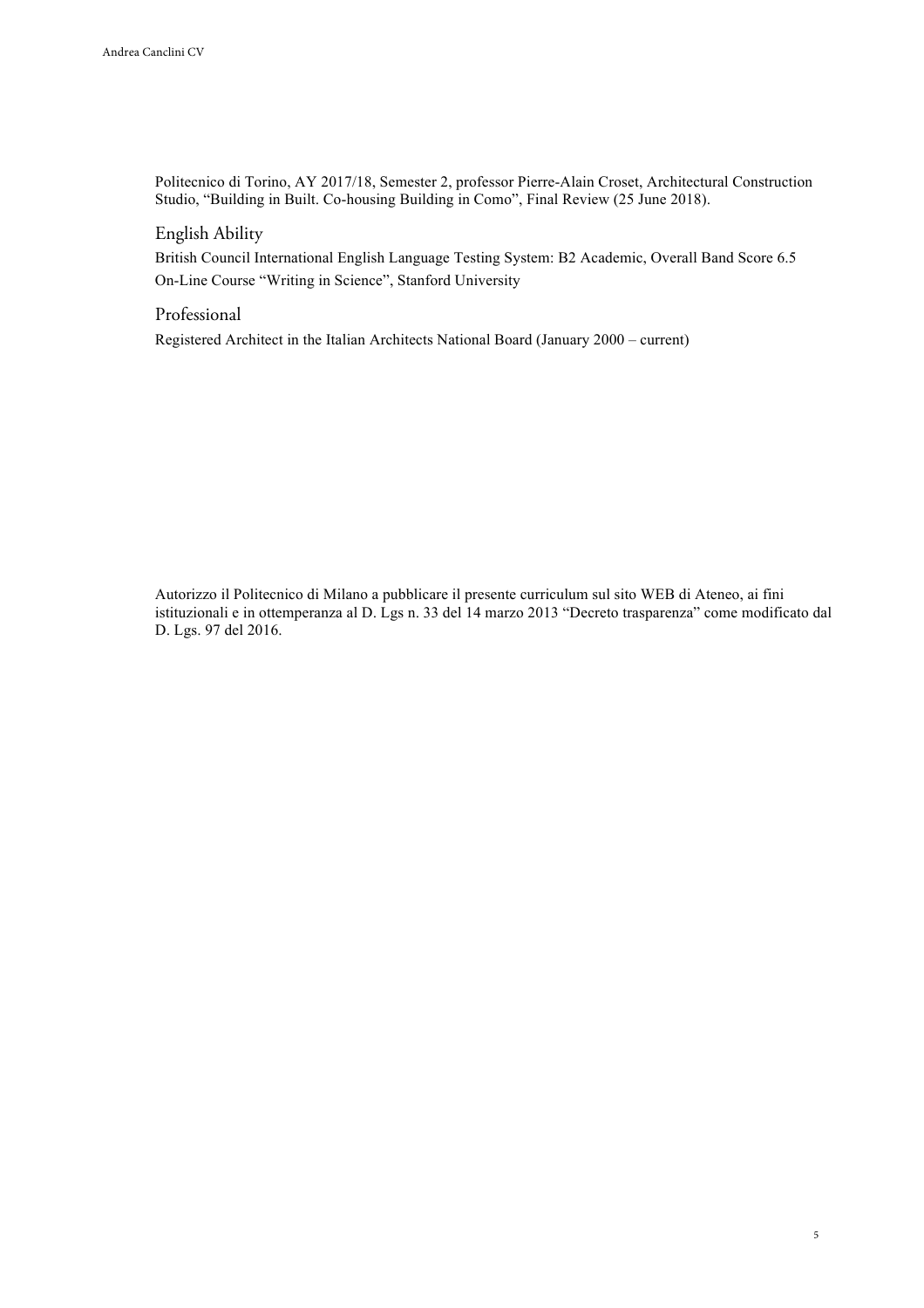Politecnico di Torino, AY 2017/18, Semester 2, professor Pierre-Alain Croset, Architectural Construction Studio, “Building in Built. Co-housing Building in Como”, Final Review (25 June 2018).

## English Ability

British Council International English Language Testing System: B2 Academic, Overall Band Score 6.5

On-Line Course “Writing in Science”, Stanford University

## Professional

Registered Architect in the Italian Architects National Board (January 2000 – current)

Autorizzo il Politecnico di Milano a pubblicare il presente curriculum sul sito WEB di Ateneo, ai fini istituzionali e in ottemperanza al D. Lgs n. 33 del 14 marzo 2013 “Decreto trasparenza” come modificato dal D. Lgs. 97 del 2016.